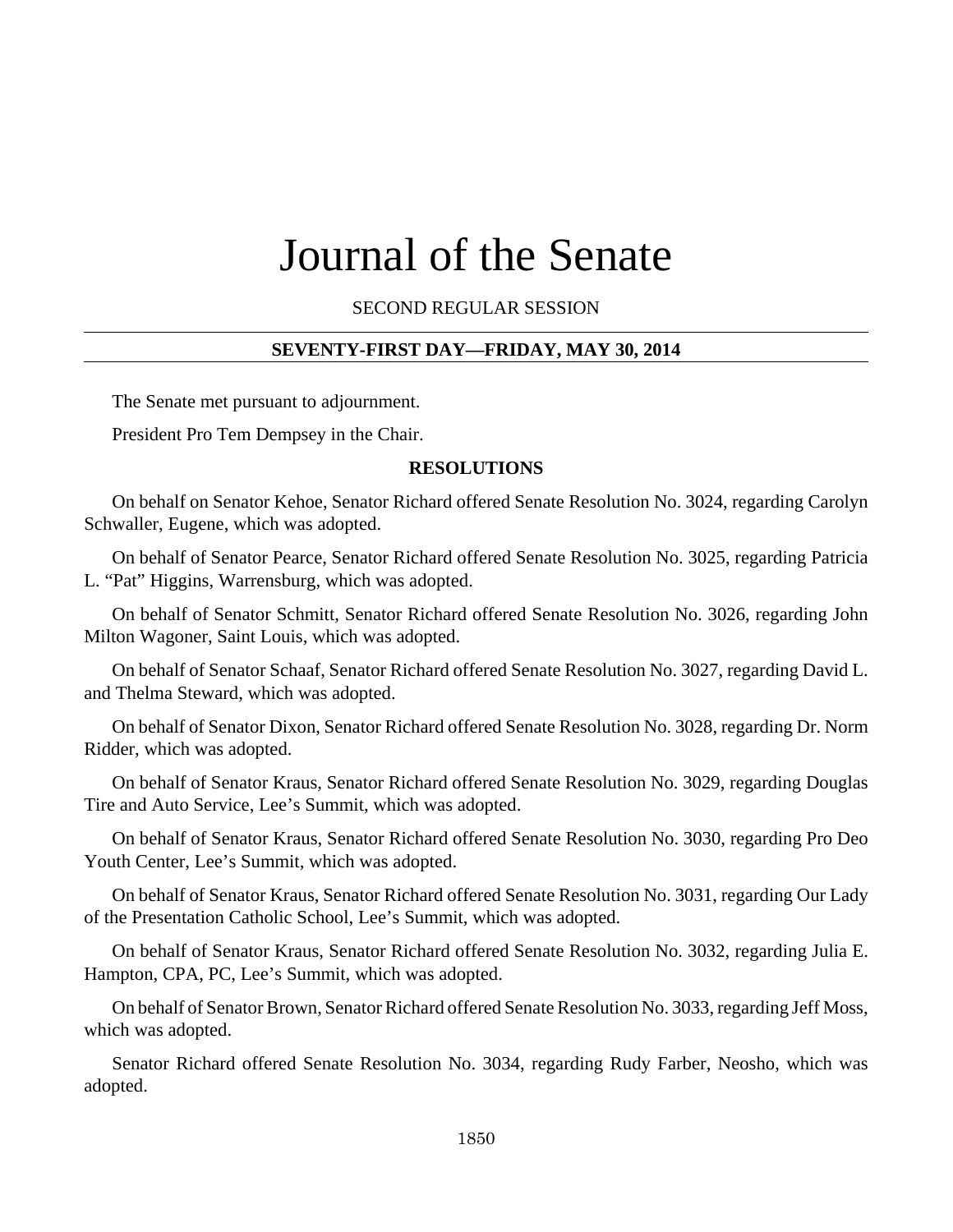# Journal of the Senate

SECOND REGULAR SESSION

**SEVENTY-FIRST DAY—FRIDAY, MAY 30, 2014**

The Senate met pursuant to adjournment.

President Pro Tem Dempsey in the Chair.

**RESOLUTIONS**

On behalf on Senator Kehoe, Senator Richard offered Senate Resolution No. 3024, regarding Carolyn Schwaller, Eugene, which was adopted.

On behalf of Senator Pearce, Senator Richard offered Senate Resolution No. 3025, regarding Patricia L. "Pat" Higgins, Warrensburg, which was adopted.

On behalf of Senator Schmitt, Senator Richard offered Senate Resolution No. 3026, regarding John Milton Wagoner, Saint Louis, which was adopted.

On behalf of Senator Schaaf, Senator Richard offered Senate Resolution No. 3027, regarding David L. and Thelma Steward, which was adopted.

On behalf of Senator Dixon, Senator Richard offered Senate Resolution No. 3028, regarding Dr. Norm Ridder, which was adopted.

On behalf of Senator Kraus, Senator Richard offered Senate Resolution No. 3029, regarding Douglas Tire and Auto Service, Lee's Summit, which was adopted.

On behalf of Senator Kraus, Senator Richard offered Senate Resolution No. 3030, regarding Pro Deo Youth Center, Lee's Summit, which was adopted.

On behalf of Senator Kraus, Senator Richard offered Senate Resolution No. 3031, regarding Our Lady of the Presentation Catholic School, Lee's Summit, which was adopted.

On behalf of Senator Kraus, Senator Richard offered Senate Resolution No. 3032, regarding Julia E. Hampton, CPA, PC, Lee's Summit, which was adopted.

On behalf of Senator Brown, Senator Richard offered Senate Resolution No. 3033, regarding Jeff Moss, which was adopted.

Senator Richard offered Senate Resolution No. 3034, regarding Rudy Farber, Neosho, which was adopted.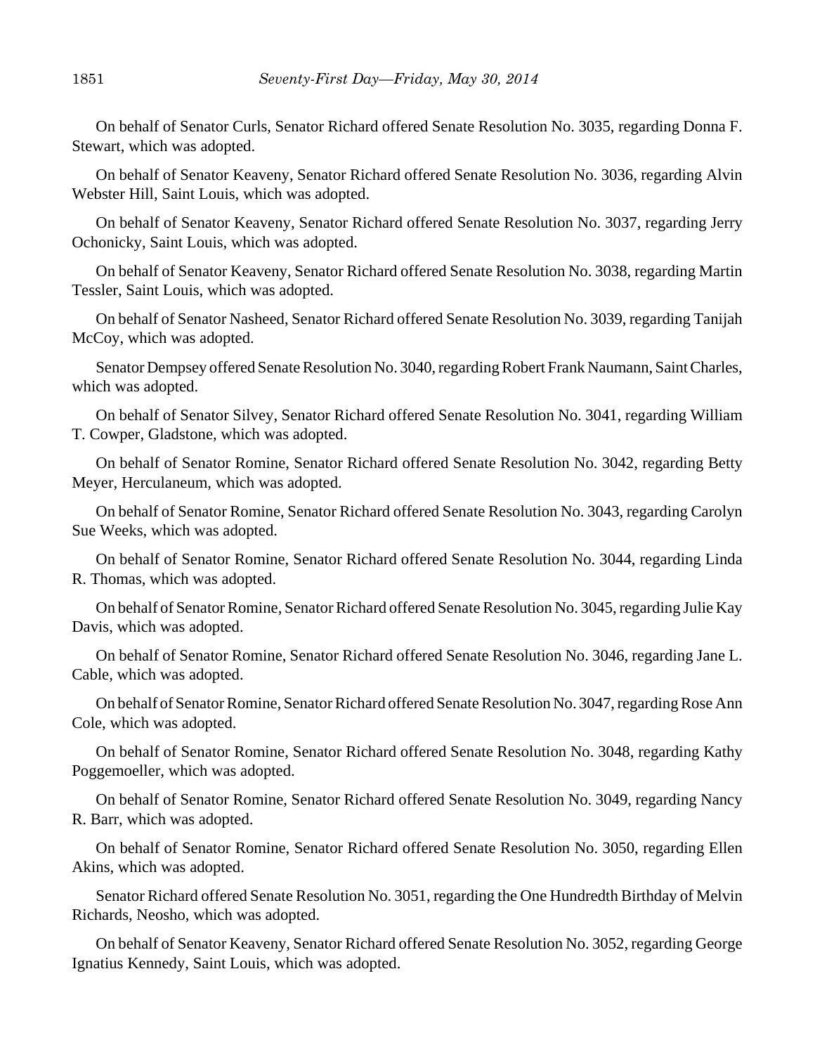On behalf of Senator Curls, Senator Richard offered Senate Resolution No. 3035, regarding Donna F. Stewart, which was adopted.

On behalf of Senator Keaveny, Senator Richard offered Senate Resolution No. 3036, regarding Alvin Webster Hill, Saint Louis, which was adopted.

On behalf of Senator Keaveny, Senator Richard offered Senate Resolution No. 3037, regarding Jerry Ochonicky, Saint Louis, which was adopted.

On behalf of Senator Keaveny, Senator Richard offered Senate Resolution No. 3038, regarding Martin Tessler, Saint Louis, which was adopted.

On behalf of Senator Nasheed, Senator Richard offered Senate Resolution No. 3039, regarding Tanijah McCoy, which was adopted.

Senator Dempsey offered Senate Resolution No. 3040, regarding Robert Frank Naumann, Saint Charles, which was adopted.

On behalf of Senator Silvey, Senator Richard offered Senate Resolution No. 3041, regarding William T. Cowper, Gladstone, which was adopted.

On behalf of Senator Romine, Senator Richard offered Senate Resolution No. 3042, regarding Betty Meyer, Herculaneum, which was adopted.

On behalf of Senator Romine, Senator Richard offered Senate Resolution No. 3043, regarding Carolyn Sue Weeks, which was adopted.

On behalf of Senator Romine, Senator Richard offered Senate Resolution No. 3044, regarding Linda R. Thomas, which was adopted.

On behalf of Senator Romine, Senator Richard offered Senate Resolution No. 3045, regarding Julie Kay Davis, which was adopted.

On behalf of Senator Romine, Senator Richard offered Senate Resolution No. 3046, regarding Jane L. Cable, which was adopted.

On behalf of Senator Romine, Senator Richard offered Senate Resolution No. 3047, regarding Rose Ann Cole, which was adopted.

On behalf of Senator Romine, Senator Richard offered Senate Resolution No. 3048, regarding Kathy Poggemoeller, which was adopted.

On behalf of Senator Romine, Senator Richard offered Senate Resolution No. 3049, regarding Nancy R. Barr, which was adopted.

On behalf of Senator Romine, Senator Richard offered Senate Resolution No. 3050, regarding Ellen Akins, which was adopted.

Senator Richard offered Senate Resolution No. 3051, regarding the One Hundredth Birthday of Melvin Richards, Neosho, which was adopted.

On behalf of Senator Keaveny, Senator Richard offered Senate Resolution No. 3052, regarding George Ignatius Kennedy, Saint Louis, which was adopted.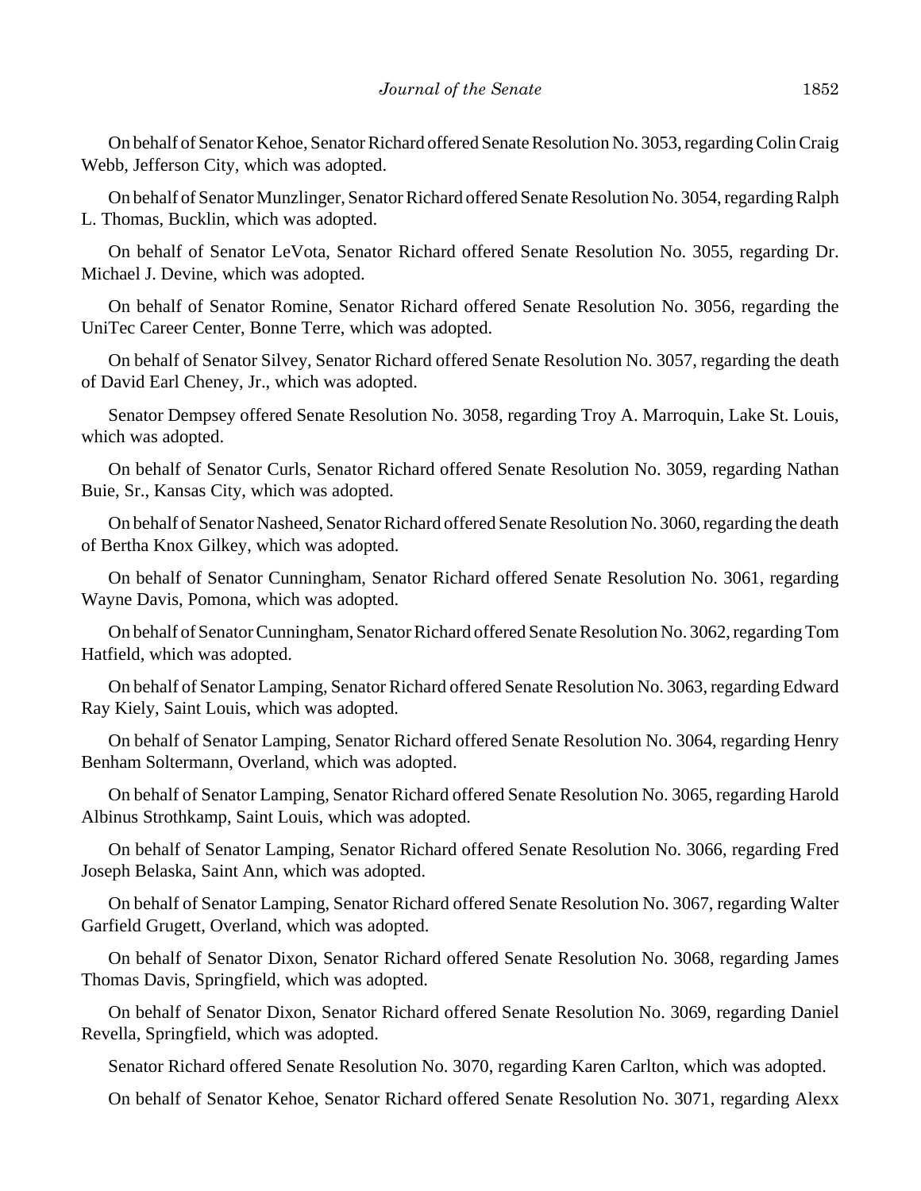On behalf of Senator Kehoe, Senator Richard offered Senate Resolution No. 3053, regarding Colin Craig Webb, Jefferson City, which was adopted.

On behalf of Senator Munzlinger, Senator Richard offered Senate Resolution No. 3054, regarding Ralph L. Thomas, Bucklin, which was adopted.

On behalf of Senator LeVota, Senator Richard offered Senate Resolution No. 3055, regarding Dr. Michael J. Devine, which was adopted.

On behalf of Senator Romine, Senator Richard offered Senate Resolution No. 3056, regarding the UniTec Career Center, Bonne Terre, which was adopted.

On behalf of Senator Silvey, Senator Richard offered Senate Resolution No. 3057, regarding the death of David Earl Cheney, Jr., which was adopted.

Senator Dempsey offered Senate Resolution No. 3058, regarding Troy A. Marroquin, Lake St. Louis, which was adopted.

On behalf of Senator Curls, Senator Richard offered Senate Resolution No. 3059, regarding Nathan Buie, Sr., Kansas City, which was adopted.

On behalf of Senator Nasheed, Senator Richard offered Senate Resolution No. 3060, regarding the death of Bertha Knox Gilkey, which was adopted.

On behalf of Senator Cunningham, Senator Richard offered Senate Resolution No. 3061, regarding Wayne Davis, Pomona, which was adopted.

On behalf of Senator Cunningham, Senator Richard offered Senate Resolution No. 3062, regarding Tom Hatfield, which was adopted.

On behalf of Senator Lamping, Senator Richard offered Senate Resolution No. 3063, regarding Edward Ray Kiely, Saint Louis, which was adopted.

On behalf of Senator Lamping, Senator Richard offered Senate Resolution No. 3064, regarding Henry Benham Soltermann, Overland, which was adopted.

On behalf of Senator Lamping, Senator Richard offered Senate Resolution No. 3065, regarding Harold Albinus Strothkamp, Saint Louis, which was adopted.

On behalf of Senator Lamping, Senator Richard offered Senate Resolution No. 3066, regarding Fred Joseph Belaska, Saint Ann, which was adopted.

On behalf of Senator Lamping, Senator Richard offered Senate Resolution No. 3067, regarding Walter Garfield Grugett, Overland, which was adopted.

On behalf of Senator Dixon, Senator Richard offered Senate Resolution No. 3068, regarding James Thomas Davis, Springfield, which was adopted.

On behalf of Senator Dixon, Senator Richard offered Senate Resolution No. 3069, regarding Daniel Revella, Springfield, which was adopted.

Senator Richard offered Senate Resolution No. 3070, regarding Karen Carlton, which was adopted.

On behalf of Senator Kehoe, Senator Richard offered Senate Resolution No. 3071, regarding Alexx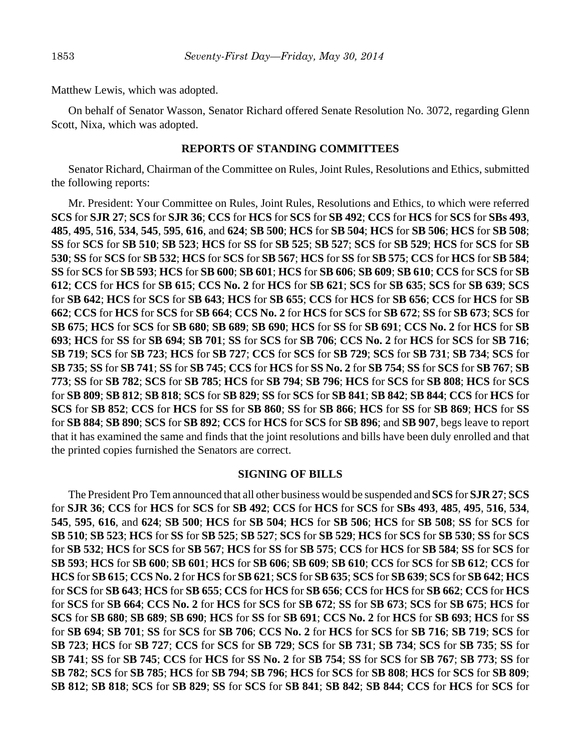Matthew Lewis, which was adopted.

On behalf of Senator Wasson, Senator Richard offered Senate Resolution No. 3072, regarding Glenn Scott, Nixa, which was adopted.

## REPORTS OF STANDING COMMITTEES

Senator Richard, Chairman of the Committee on Rules, Joint Rules, Resolutions and Ethics, submitted the following reports:

Mr. President: Your Committee on Rules, Joint Rules, Resolutions and Ethics, to which were referred **SCS** for **SJR 27**; **SCS** for **SJR 36**; **CCS** for **HCS** for **SCS** for **SB 492**; **CCS** for **HCS** for **SCS** for **SBs 493**, **485**, **495**, **516**, **534**, **545**, **595**, **616**, and **624**; **SB 500**; **HCS** for **SB 504**; **HCS** for **SB 506**; **HCS** for **SB 508**; **SS** for **SCS** for **SB 510**; **SB 523**; **HCS** for **SS** for **SB 525**; **SB 527**; **SCS** for **SB 529**; **HCS** for **SCS** for **SB 530**; **SS** for **SCS** for **SB 532**; **HCS** for **SCS** for **SB 567**; **HCS** for **SS** for **SB 575**; **CCS** for **HCS** for **SB 584**; **SS** for **SCS** for **SB 593**; **HCS** for **SB 600**; **SB 601**; **HCS** for **SB 606**; **SB 609**; **SB 610**; **CCS** for **SCS** for **SB 612**; **CCS** for **HCS** for **SB 615**; **CCS No. 2** for **HCS** for **SB 621**; **SCS** for **SB 635**; **SCS** for **SB 639**; **SCS** for **SB 642**; **HCS** for **SCS** for **SB 643**; **HCS** for **SB 655**; **CCS** for **HCS** for **SB 656**; **CCS** for **HCS** for **SB 662**; **CCS** for **HCS** for **SCS** for **SB 664**; **CCS No. 2** for **HCS** for **SCS** for **SB 672**; **SS** for **SB 673**; **SCS** for **SB 675**; **HCS** for **SCS** for **SB 680**; **SB 689**; **SB 690**; **HCS** for **SS** for **SB 691**; **CCS No. 2** for **HCS** for **SB 693**; **HCS** for **SS** for **SB 694**; **SB 701**; **SS** for **SCS** for **SB 706**; **CCS No. 2** for **HCS** for **SCS** for **SB 716**; **SB 719**; **SCS** for **SB 723**; **HCS** for **SB 727**; **CCS** for **SCS** for **SB 729**; **SCS** for **SB 731**; **SB 734**; **SCS** for **SB 735**; **SS** for **SB 741**; **SS** for **SB 745**; **CCS** for **HCS** for **SS No. 2** for **SB 754**; **SS** for **SCS** for **SB 767**; **SB 773**; **SS** for **SB 782**; **SCS** for **SB 785**; **HCS** for **SB 794**; **SB 796**; **HCS** for **SCS** for **SB 808**; **HCS** for **SCS** for **SB 809**; **SB 812**; **SB 818**; **SCS** for **SB 829**; **SS** for **SCS** for **SB 841**; **SB 842**; **SB 844**; **CCS** for **HCS** for **SCS** for **SB 852**; **CCS** for **HCS** for **SS** for **SB 860**; **SS** for **SB 866**; **HCS** for **SS** for **SB 869**; **HCS** for **SS** for **SB 884**; **SB 890**; **SCS** for **SB 892**; **CCS** for **HCS** for **SCS** for **SB 896**; and **SB 907**, begs leave to report that it has examined the same and finds that the joint resolutions and bills have been duly enrolled and that the printed copies furnished the Senators are correct.

## SIGNING OF BILLS

The President Pro Tem announced that all other business would be suspended and **SCS** for **SJR 27**; **SCS** for **SJR 36**; **CCS** for **HCS** for **SCS** for **SB 492**; **CCS** for **HCS** for **SCS** for **SBs 493**, **485**, **495**, **516**, **534**, **545**, **595**, **616**, and **624**; **SB 500**; **HCS** for **SB 504**; **HCS** for **SB 506**; **HCS** for **SB 508**; **SS** for **SCS** for **SB 510**; **SB 523**; **HCS** for **SS** for **SB 525**; **SB 527**; **SCS** for **SB 529**; **HCS** for **SCS** for **SB 530**; **SS** for **SCS** for **SB 532**; **HCS** for **SCS** for **SB 567**; **HCS** for **SS** for **SB 575**; **CCS** for **HCS** for **SB 584**; **SS** for **SCS** for **SB 593**; **HCS** for **SB 600**; **SB 601**; **HCS** for **SB 606**; **SB 609**; **SB 610**; **CCS** for **SCS** for **SB 612**; **CCS** for **HCS** for **SB 615**; **CCS No. 2** for **HCS** for **SB 621**; **SCS** for **SB 635**; **SCS** for **SB 639**; **SCS** for **SB 642**; **HCS** for **SCS** for **SB 643**; **HCS** for **SB 655**; **CCS** for **HCS** for **SB 656**; **CCS** for **HCS** for **SB 662**; **CCS** for **HCS** for **SCS** for **SB 664**; **CCS No. 2** for **HCS** for **SCS** for **SB 672**; **SS** for **SB 673**; **SCS** for **SB 675**; **HCS** for **SCS** for **SB 680**; **SB 689**; **SB 690**; **HCS** for **SS** for **SB 691**; **CCS No. 2** for **HCS** for **SB 693**; **HCS** for **SS** for **SB 694**; **SB 701**; **SS** for **SCS** for **SB 706**; **CCS No. 2** for **HCS** for **SCS** for **SB 716**; **SB 719**; **SCS** for **SB 723**; **HCS** for **SB 727**; **CCS** for **SCS** for **SB 729**; **SCS** for **SB 731**; **SB 734**; **SCS** for **SB 735**; **SS** for **SB 741**; **SS** for **SB 745**; **CCS** for **HCS** for **SS No. 2** for **SB 754**; **SS** for **SCS** for **SB 767**; **SB 773**; **SS** for **SB 782**; **SCS** for **SB 785**; **HCS** for **SB 794**; **SB 796**; **HCS** for **SCS** for **SB 808**; **HCS** for **SCS** for **SB 809**; **SB 812**; **SB 818**; **SCS** for **SB 829**; **SS** for **SCS** for **SB 841**; **SB 842**; **SB 844**; **CCS** for **HCS** for **SCS** for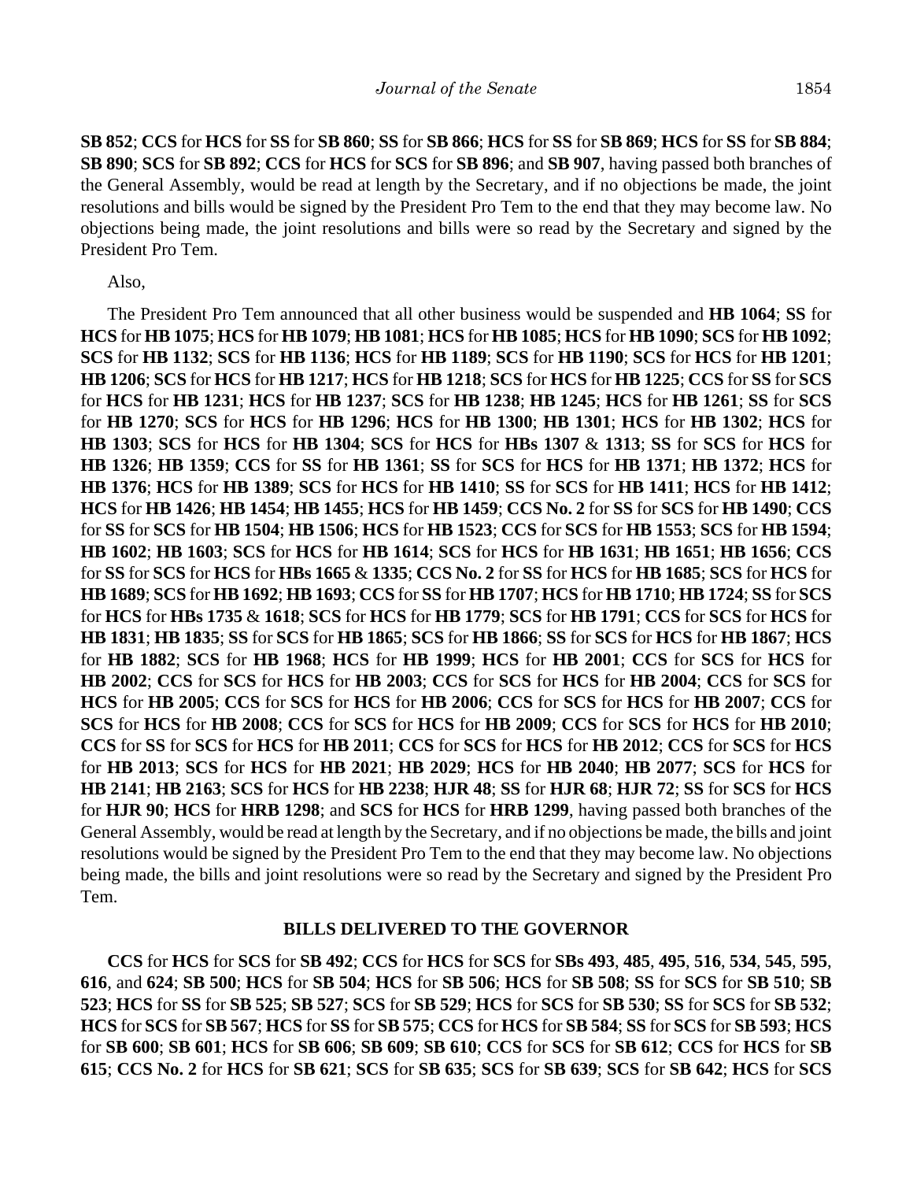**SB 852**; **CCS** for **HCS** for **SS** for **SB 860**; **SS** for **SB 866**; **HCS** for **SS** for **SB 869**; **HCS** for **SS** for **SB 884**; **SB 890**; **SCS** for **SB 892**; **CCS** for **HCS** for **SCS** for **SB 896**; and **SB 907**, having passed both branches of the General Assembly, would be read at length by the Secretary, and if no objections be made, the joint resolutions and bills would be signed by the President Pro Tem to the end that they may become law. No objections being made, the joint resolutions and bills were so read by the Secretary and signed by the President Pro Tem.

Also,

The President Pro Tem announced that all other business would be suspended and **HB 1064**; **SS** for **HCS** for **HB 1075**; **HCS** for **HB 1079**; **HB 1081**; **HCS** for **HB 1085**; **HCS** for **HB 1090**; **SCS** for **HB 1092**; **SCS** for **HB 1132**; **SCS** for **HB 1136**; **HCS** for **HB 1189**; **SCS** for **HB 1190**; **SCS** for **HCS** for **HB 1201**; **HB 1206**; **SCS** for **HCS** for **HB 1217**; **HCS** for **HB 1218**; **SCS** for **HCS** for **HB 1225**; **CCS** for **SS** for **SCS** for **HCS** for **HB 1231**; **HCS** for **HB 1237**; **SCS** for **HB 1238**; **HB 1245**; **HCS** for **HB 1261**; **SS** for **SCS** for **HB 1270**; **SCS** for **HCS** for **HB 1296**; **HCS** for **HB 1300**; **HB 1301**; **HCS** for **HB 1302**; **HCS** for **HB 1303**; **SCS** for **HCS** for **HB 1304**; **SCS** for **HCS** for **HBs 1307** & **1313**; **SS** for **SCS** for **HCS** for **HB 1326**; **HB 1359**; **CCS** for **SS** for **HB 1361**; **SS** for **SCS** for **HCS** for **HB 1371**; **HB 1372**; **HCS** for **HB 1376**; **HCS** for **HB 1389**; **SCS** for **HCS** for **HB 1410**; **SS** for **SCS** for **HB 1411**; **HCS** for **HB 1412**; **HCS** for **HB 1426**; **HB 1454**; **HB 1455**; **HCS** for **HB 1459**; **CCS No. 2** for **SS** for **SCS** for **HB 1490**; **CCS** for **SS** for **SCS** for **HB 1504**; **HB 1506**; **HCS** for **HB 1523**; **CCS** for **SCS** for **HB 1553**; **SCS** for **HB 1594**; **HB 1602**; **HB 1603**; **SCS** for **HCS** for **HB 1614**; **SCS** for **HCS** for **HB 1631**; **HB 1651**; **HB 1656**; **CCS** for **SS** for **SCS** for **HCS** for **HBs 1665** & **1335**; **CCS No. 2** for **SS** for **HCS** for **HB 1685**; **SCS** for **HCS** for **HB 1689**; **SCS** for **HB 1692**; **HB 1693**; **CCS** for **SS** for **HB 1707**; **HCS** for **HB 1710**; **HB 1724**; **SS** for **SCS** for **HCS** for **HBs 1735** & **1618**; **SCS** for **HCS** for **HB 1779**; **SCS** for **HB 1791**; **CCS** for **SCS** for **HCS** for **HB 1831**; **HB 1835**; **SS** for **SCS** for **HB 1865**; **SCS** for **HB 1866**; **SS** for **SCS** for **HCS** for **HB 1867**; **HCS** for **HB 1882**; **SCS** for **HB 1968**; **HCS** for **HB 1999**; **HCS** for **HB 2001**; **CCS** for **SCS** for **HCS** for **HB 2002**; **CCS** for **SCS** for **HCS** for **HB 2003**; **CCS** for **SCS** for **HCS** for **HB 2004**; **CCS** for **SCS** for **HCS** for **HB 2005**; **CCS** for **SCS** for **HCS** for **HB 2006**; **CCS** for **SCS** for **HCS** for **HB 2007**; **CCS** for **SCS** for **HCS** for **HB 2008**; **CCS** for **SCS** for **HCS** for **HB 2009**; **CCS** for **SCS** for **HCS** for **HB 2010**; **CCS** for **SS** for **SCS** for **HCS** for **HB 2011**; **CCS** for **SCS** for **HCS** for **HB 2012**; **CCS** for **SCS** for **HCS** for **HB 2013**; **SCS** for **HCS** for **HB 2021**; **HB 2029**; **HCS** for **HB 2040**; **HB 2077**; **SCS** for **HCS** for **HB 2141**; **HB 2163**; **SCS** for **HCS** for **HB 2238**; **HJR 48**; **SS** for **HJR 68**; **HJR 72**; **SS** for **SCS** for **HCS** for **HJR 90**; **HCS** for **HRB 1298**; and **SCS** for **HCS** for **HRB 1299**, having passed both branches of the General Assembly, would be read at length by the Secretary, and if no objections be made, the bills and joint resolutions would be signed by the President Pro Tem to the end that they may become law. No objections being made, the bills and joint resolutions were so read by the Secretary and signed by the President Pro Tem.

## BILLS DELIVERED TO THE GOVERNOR

**CCS** for **HCS** for **SCS** for **SB 492**; **CCS** for **HCS** for **SCS** for **SBs 493**, **485**, **495**, **516**, **534**, **545**, **595**, **616**, and **624**; **SB 500**; **HCS** for **SB 504**; **HCS** for **SB 506**; **HCS** for **SB 508**; **SS** for **SCS** for **SB 510**; **SB 523**; **HCS** for **SS** for **SB 525**; **SB 527**; **SCS** for **SB 529**; **HCS** for **SCS** for **SB 530**; **SS** for **SCS** for **SB 532**; **HCS** for **SCS** for **SB 567**; **HCS** for **SS** for **SB 575**; **CCS** for **HCS** for **SB 584**; **SS** for **SCS** for **SB 593**; **HCS** for **SB 600**; **SB 601**; **HCS** for **SB 606**; **SB 609**; **SB 610**; **CCS** for **SCS** for **SB 612**; **CCS** for **HCS** for **SB 615**; **CCS No. 2** for **HCS** for **SB 621**; **SCS** for **SB 635**; **SCS** for **SB 639**; **SCS** for **SB 642**; **HCS** for **SCS**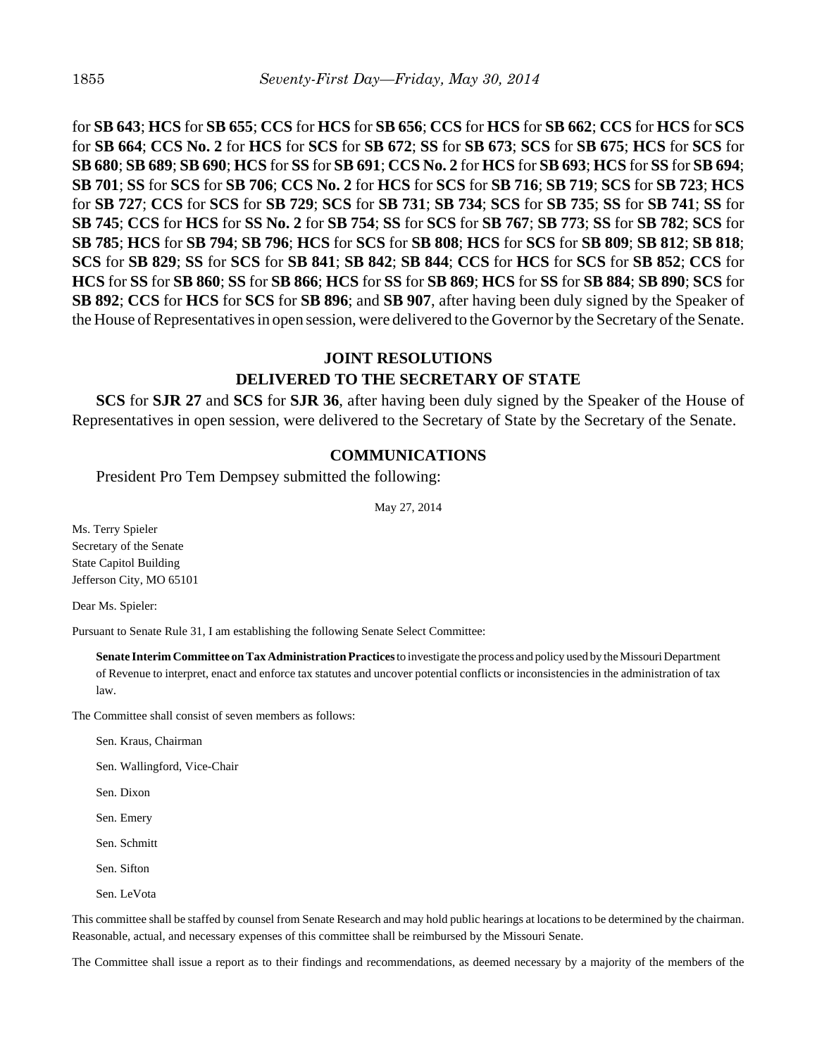for **SB 643**; **HCS** for **SB 655**; **CCS** for **HCS** for **SB 656**; **CCS** for **HCS** for **SB 662**; **CCS** for **HCS** for **SCS** for **SB 664**; **CCS No. 2** for **HCS** for **SCS** for **SB 672**; **SS** for **SB 673**; **SCS** for **SB 675**; **HCS** for **SCS** for **SB 680**; **SB 689**; **SB 690**; **HCS** for **SS** for **SB 691**; **CCS No. 2** for **HCS** for **SB 693**; **HCS** for **SS** for **SB 694**; **SB 701**; **SS** for **SCS** for **SB 706**; **CCS No. 2** for **HCS** for **SCS** for **SB 716**; **SB 719**; **SCS** for **SB 723**; **HCS** for **SB 727**; **CCS** for **SCS** for **SB 729**; **SCS** for **SB 731**; **SB 734**; **SCS** for **SB 735**; **SS** for **SB 741**; **SS** for **SB 745**; **CCS** for **HCS** for **SS No. 2** for **SB 754**; **SS** for **SCS** for **SB 767**; **SB 773**; **SS** for **SB 782**; **SCS** for **SB 785**; **HCS** for **SB 794**; **SB 796**; **HCS** for **SCS** for **SB 808**; **HCS** for **SCS** for **SB 809**; **SB 812**; **SB 818**; **SCS** for **SB 829**; **SS** for **SCS** for **SB 841**; **SB 842**; **SB 844**; **CCS** for **HCS** for **SCS** for **SB 852**; **CCS** for **HCS** for **SS** for **SB 860**; **SS** for **SB 866**; **HCS** for **SS** for **SB 869**; **HCS** for **SS** for **SB 884**; **SB 890**; **SCS** for **SB 892**; **CCS** for **HCS** for **SCS** for **SB 896**; and **SB 907**, after having been duly signed by the Speaker of the House of Representatives in open session, were delivered to the Governor by the Secretary of the Senate.

## JOINT RESOLUTIONS
## DELIVERED TO THE SECRETARY OF STATE

**SCS** for **SJR 27** and **SCS** for **SJR 36**, after having been duly signed by the Speaker of the House of Representatives in open session, were delivered to the Secretary of State by the Secretary of the Senate.

## COMMUNICATIONS

President Pro Tem Dempsey submitted the following:

May 27, 2014

Ms. Terry Spieler
Secretary of the Senate
State Capitol Building
Jefferson City, MO 65101

Dear Ms. Spieler:

Pursuant to Senate Rule 31, I am establishing the following Senate Select Committee:

**Senate Interim Committee on Tax Administration Practices** to investigate the process and policy used by the Missouri Department of Revenue to interpret, enact and enforce tax statutes and uncover potential conflicts or inconsistencies in the administration of tax law.

The Committee shall consist of seven members as follows:

Sen. Kraus, Chairman

Sen. Wallingford, Vice-Chair

Sen. Dixon

Sen. Emery

Sen. Schmitt

Sen. Sifton

Sen. LeVota

This committee shall be staffed by counsel from Senate Research and may hold public hearings at locations to be determined by the chairman. Reasonable, actual, and necessary expenses of this committee shall be reimbursed by the Missouri Senate.

The Committee shall issue a report as to their findings and recommendations, as deemed necessary by a majority of the members of the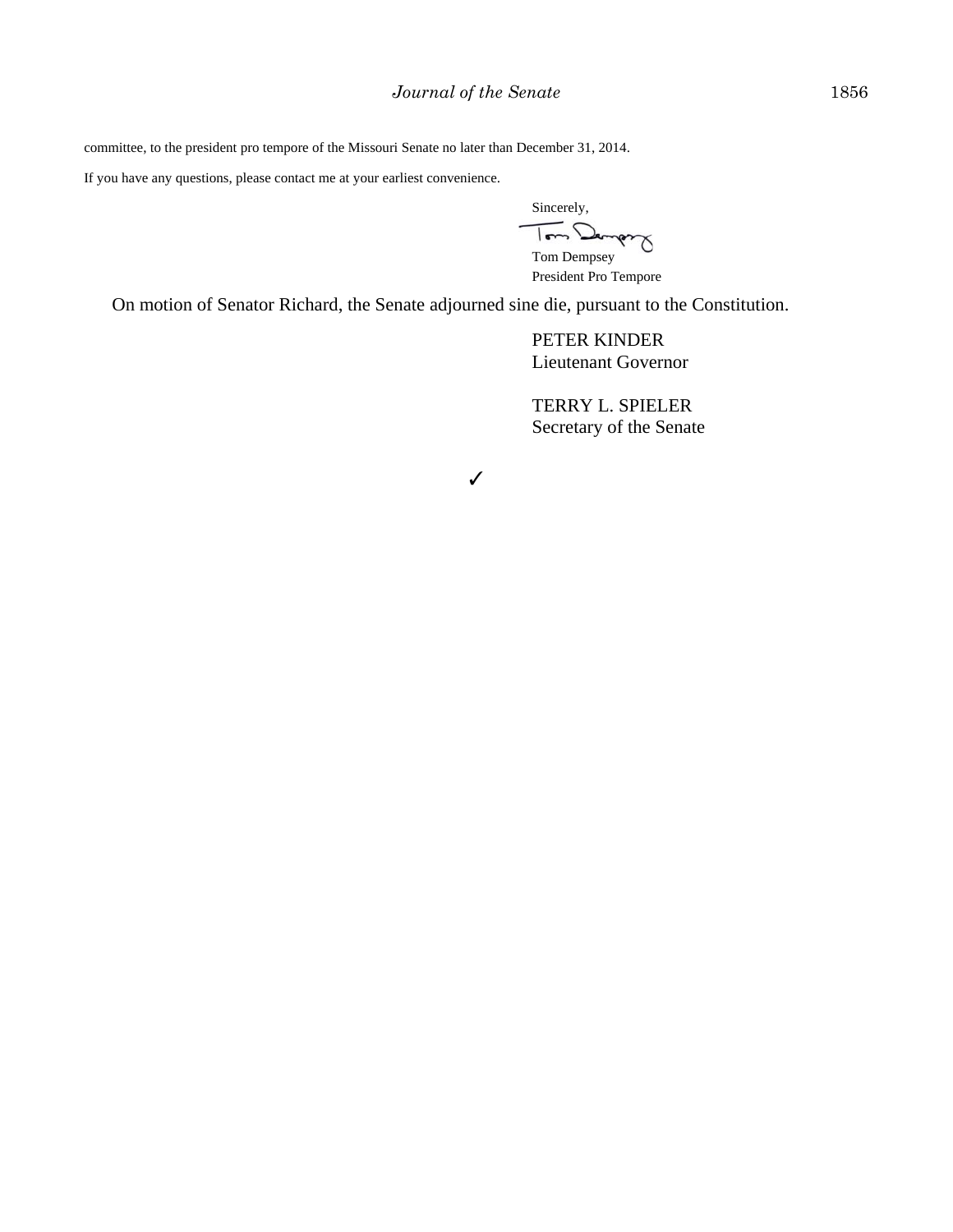committee, to the president pro tempore of the Missouri Senate no later than December 31, 2014.

If you have any questions, please contact me at your earliest convenience.

Sincerely,

Tom Dempsey
President Pro Tempore

On motion of Senator Richard, the Senate adjourned sine die, pursuant to the Constitution.

PETER KINDER
Lieutenant Governor

TERRY L. SPIELER
Secretary of the Senate

✓